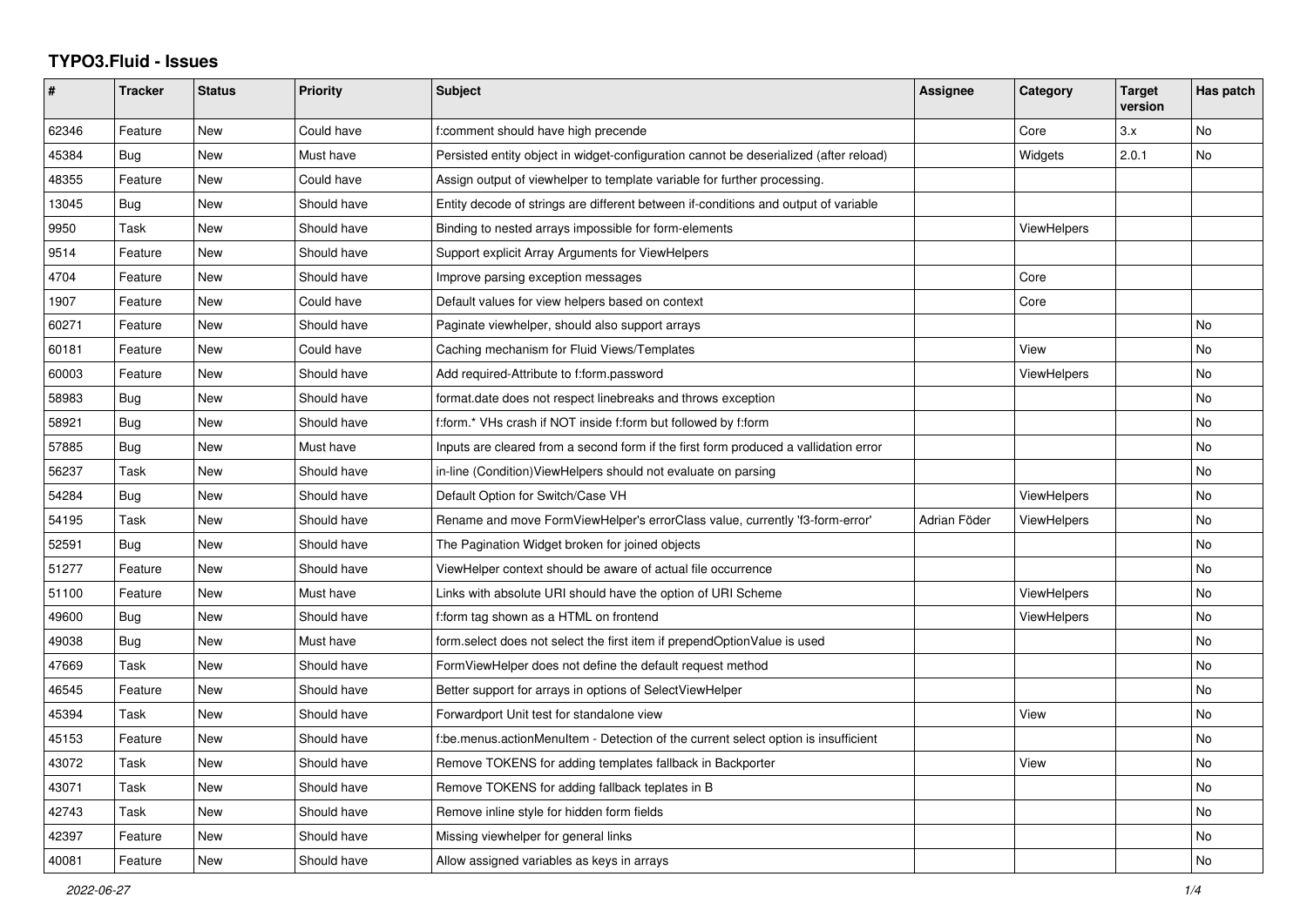# TYPO3.Fluid - Issues

| # | Tracker | Status | Priority | Subject | Assignee | Category | Target version | Has patch |
|---|---|---|---|---|---|---|---|---|
| 62346 | Feature | New | Could have | f:comment should have high precende | | Core | 3.x | No |
| 45384 | Bug | New | Must have | Persisted entity object in widget-configuration cannot be deserialized (after reload) | | Widgets | 2.0.1 | No |
| 48355 | Feature | New | Could have | Assign output of viewhelper to template variable for further processing. | | | | |
| 13045 | Bug | New | Should have | Entity decode of strings are different between if-conditions and output of variable | | | | |
| 9950 | Task | New | Should have | Binding to nested arrays impossible for form-elements | | ViewHelpers | | |
| 9514 | Feature | New | Should have | Support explicit Array Arguments for ViewHelpers | | | | |
| 4704 | Feature | New | Should have | Improve parsing exception messages | | Core | | |
| 1907 | Feature | New | Could have | Default values for view helpers based on context | | Core | | |
| 60271 | Feature | New | Should have | Paginate viewhelper, should also support arrays | | | | No |
| 60181 | Feature | New | Could have | Caching mechanism for Fluid Views/Templates | | View | | No |
| 60003 | Feature | New | Should have | Add required-Attribute to f:form.password | | ViewHelpers | | No |
| 58983 | Bug | New | Should have | format.date does not respect linebreaks and throws exception | | | | No |
| 58921 | Bug | New | Should have | f:form.* VHs crash if NOT inside f:form but followed by f:form | | | | No |
| 57885 | Bug | New | Must have | Inputs are cleared from a second form if the first form produced a vallidation error | | | | No |
| 56237 | Task | New | Should have | in-line (Condition)ViewHelpers should not evaluate on parsing | | | | No |
| 54284 | Bug | New | Should have | Default Option for Switch/Case VH | | ViewHelpers | | No |
| 54195 | Task | New | Should have | Rename and move FormViewHelper's errorClass value, currently 'f3-form-error' | Adrian Föder | ViewHelpers | | No |
| 52591 | Bug | New | Should have | The Pagination Widget broken for joined objects | | | | No |
| 51277 | Feature | New | Should have | ViewHelper context should be aware of actual file occurrence | | | | No |
| 51100 | Feature | New | Must have | Links with absolute URI should have the option of URI Scheme | | ViewHelpers | | No |
| 49600 | Bug | New | Should have | f:form tag shown as a HTML on frontend | | ViewHelpers | | No |
| 49038 | Bug | New | Must have | form.select does not select the first item if prependOptionValue is used | | | | No |
| 47669 | Task | New | Should have | FormViewHelper does not define the default request method | | | | No |
| 46545 | Feature | New | Should have | Better support for arrays in options of SelectViewHelper | | | | No |
| 45394 | Task | New | Should have | Forwardport Unit test for standalone view | | View | | No |
| 45153 | Feature | New | Should have | f:be.menus.actionMenuItem - Detection of the current select option is insufficient | | | | No |
| 43072 | Task | New | Should have | Remove TOKENS for adding templates fallback in Backporter | | View | | No |
| 43071 | Task | New | Should have | Remove TOKENS for adding fallback teplates in B | | | | No |
| 42743 | Task | New | Should have | Remove inline style for hidden form fields | | | | No |
| 42397 | Feature | New | Should have | Missing viewhelper for general links | | | | No |
| 40081 | Feature | New | Should have | Allow assigned variables as keys in arrays | | | | No |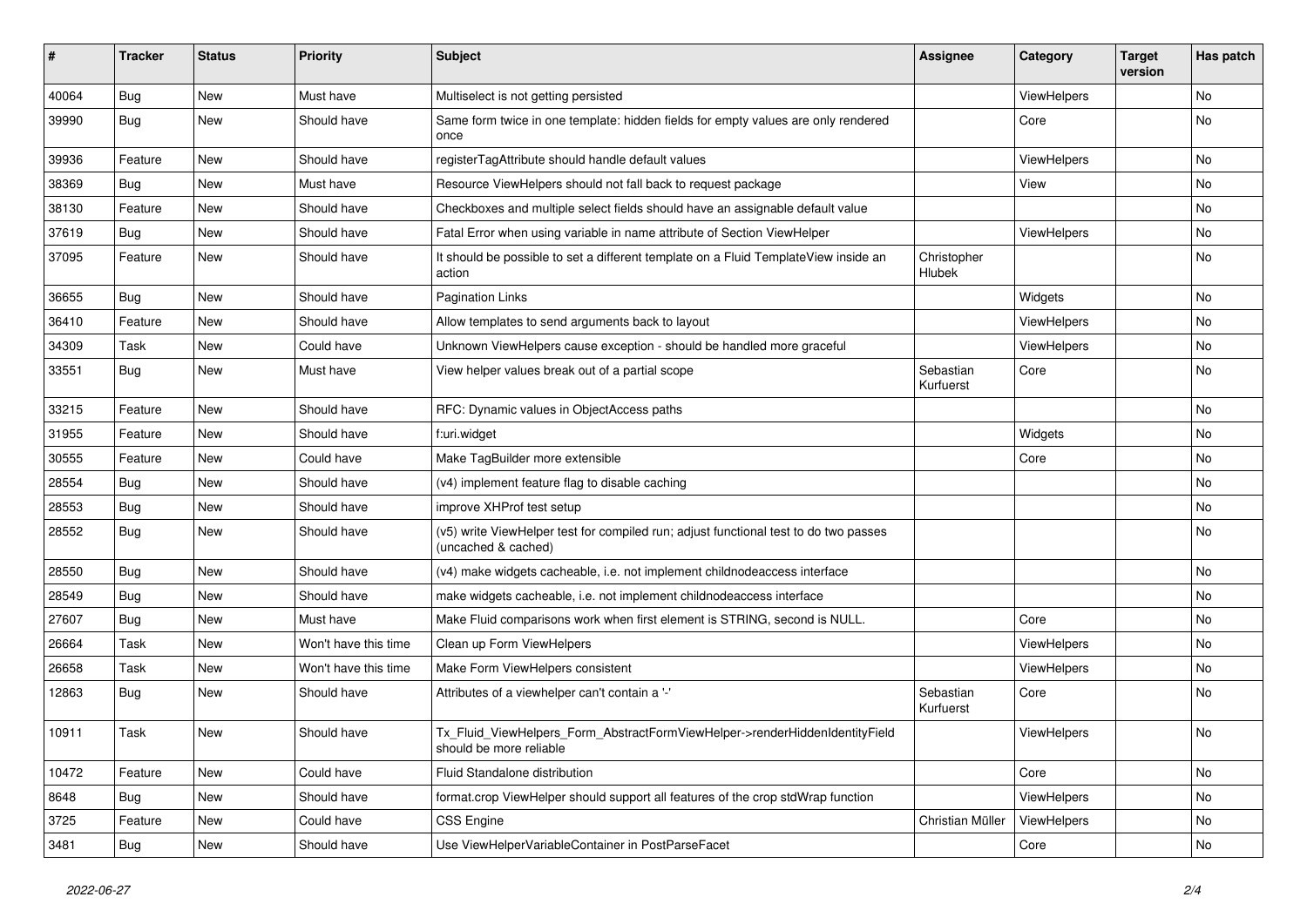| # | Tracker | Status | Priority | Subject | Assignee | Category | Target version | Has patch |
|---|---|---|---|---|---|---|---|---|
| 40064 | Bug | New | Must have | Multiselect is not getting persisted | | ViewHelpers | | No |
| 39990 | Bug | New | Should have | Same form twice in one template: hidden fields for empty values are only rendered once | | Core | | No |
| 39936 | Feature | New | Should have | registerTagAttribute should handle default values | | ViewHelpers | | No |
| 38369 | Bug | New | Must have | Resource ViewHelpers should not fall back to request package | | View | | No |
| 38130 | Feature | New | Should have | Checkboxes and multiple select fields should have an assignable default value | | | | No |
| 37619 | Bug | New | Should have | Fatal Error when using variable in name attribute of Section ViewHelper | | ViewHelpers | | No |
| 37095 | Feature | New | Should have | It should be possible to set a different template on a Fluid TemplateView inside an action | Christopher Hlubek | | | No |
| 36655 | Bug | New | Should have | Pagination Links | | Widgets | | No |
| 36410 | Feature | New | Should have | Allow templates to send arguments back to layout | | ViewHelpers | | No |
| 34309 | Task | New | Could have | Unknown ViewHelpers cause exception - should be handled more graceful | | ViewHelpers | | No |
| 33551 | Bug | New | Must have | View helper values break out of a partial scope | Sebastian Kurfuerst | Core | | No |
| 33215 | Feature | New | Should have | RFC: Dynamic values in ObjectAccess paths | | | | No |
| 31955 | Feature | New | Should have | f:uri.widget | | Widgets | | No |
| 30555 | Feature | New | Could have | Make TagBuilder more extensible | | Core | | No |
| 28554 | Bug | New | Should have | (v4) implement feature flag to disable caching | | | | No |
| 28553 | Bug | New | Should have | improve XHProf test setup | | | | No |
| 28552 | Bug | New | Should have | (v5) write ViewHelper test for compiled run; adjust functional test to do two passes (uncached & cached) | | | | No |
| 28550 | Bug | New | Should have | (v4) make widgets cacheable, i.e. not implement childnodeaccess interface | | | | No |
| 28549 | Bug | New | Should have | make widgets cacheable, i.e. not implement childnodeaccess interface | | | | No |
| 27607 | Bug | New | Must have | Make Fluid comparisons work when first element is STRING, second is NULL. | | Core | | No |
| 26664 | Task | New | Won't have this time | Clean up Form ViewHelpers | | ViewHelpers | | No |
| 26658 | Task | New | Won't have this time | Make Form ViewHelpers consistent | | ViewHelpers | | No |
| 12863 | Bug | New | Should have | Attributes of a viewhelper can't contain a '-' | Sebastian Kurfuerst | Core | | No |
| 10911 | Task | New | Should have | Tx_Fluid_ViewHelpers_Form_AbstractFormViewHelper->renderHiddenIdentityField should be more reliable | | ViewHelpers | | No |
| 10472 | Feature | New | Could have | Fluid Standalone distribution | | Core | | No |
| 8648 | Bug | New | Should have | format.crop ViewHelper should support all features of the crop stdWrap function | | ViewHelpers | | No |
| 3725 | Feature | New | Could have | CSS Engine | Christian Müller | ViewHelpers | | No |
| 3481 | Bug | New | Should have | Use ViewHelperVariableContainer in PostParseFacet | | Core | | No |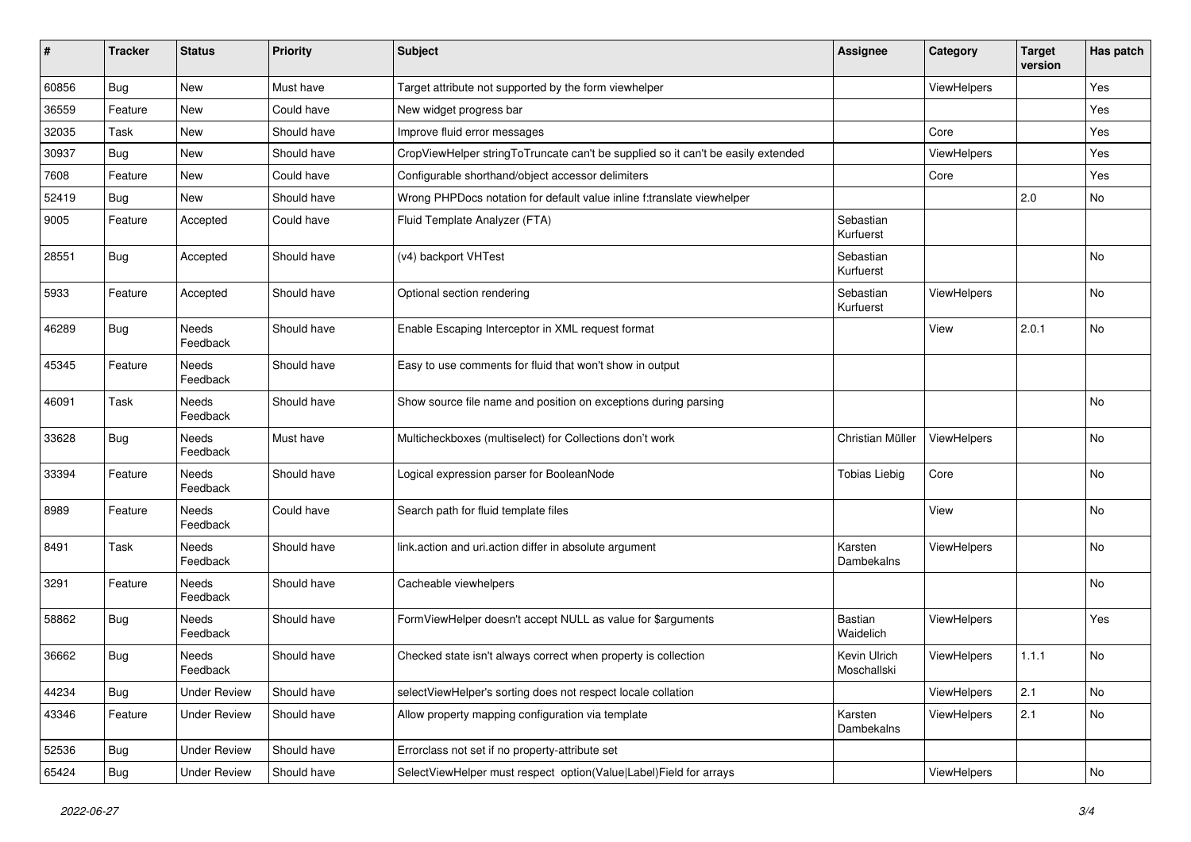| # | Tracker | Status | Priority | Subject | Assignee | Category | Target version | Has patch |
|---|---|---|---|---|---|---|---|---|
| 60856 | Bug | New | Must have | Target attribute not supported by the form viewhelper | | ViewHelpers | | Yes |
| 36559 | Feature | New | Could have | New widget progress bar | | | | Yes |
| 32035 | Task | New | Should have | Improve fluid error messages | | Core | | Yes |
| 30937 | Bug | New | Should have | CropViewHelper stringToTruncate can't be supplied so it can't be easily extended | | ViewHelpers | | Yes |
| 7608 | Feature | New | Could have | Configurable shorthand/object accessor delimiters | | Core | | Yes |
| 52419 | Bug | New | Should have | Wrong PHPDocs notation for default value inline f:translate viewhelper | | | 2.0 | No |
| 9005 | Feature | Accepted | Could have | Fluid Template Analyzer (FTA) | Sebastian Kurfuerst | | | |
| 28551 | Bug | Accepted | Should have | (v4) backport VHTest | Sebastian Kurfuerst | | | No |
| 5933 | Feature | Accepted | Should have | Optional section rendering | Sebastian Kurfuerst | ViewHelpers | | No |
| 46289 | Bug | Needs Feedback | Should have | Enable Escaping Interceptor in XML request format | | View | 2.0.1 | No |
| 45345 | Feature | Needs Feedback | Should have | Easy to use comments for fluid that won't show in output | | | | |
| 46091 | Task | Needs Feedback | Should have | Show source file name and position on exceptions during parsing | | | | No |
| 33628 | Bug | Needs Feedback | Must have | Multicheckboxes (multiselect) for Collections don't work | Christian Müller | ViewHelpers | | No |
| 33394 | Feature | Needs Feedback | Should have | Logical expression parser for BooleanNode | Tobias Liebig | Core | | No |
| 8989 | Feature | Needs Feedback | Could have | Search path for fluid template files | | View | | No |
| 8491 | Task | Needs Feedback | Should have | link.action and uri.action differ in absolute argument | Karsten Dambekalns | ViewHelpers | | No |
| 3291 | Feature | Needs Feedback | Should have | Cacheable viewhelpers | | | | No |
| 58862 | Bug | Needs Feedback | Should have | FormViewHelper doesn't accept NULL as value for $arguments | Bastian Waidelich | ViewHelpers | | Yes |
| 36662 | Bug | Needs Feedback | Should have | Checked state isn't always correct when property is collection | Kevin Ulrich Moschallski | ViewHelpers | 1.1.1 | No |
| 44234 | Bug | Under Review | Should have | selectViewHelper's sorting does not respect locale collation | | ViewHelpers | 2.1 | No |
| 43346 | Feature | Under Review | Should have | Allow property mapping configuration via template | Karsten Dambekalns | ViewHelpers | 2.1 | No |
| 52536 | Bug | Under Review | Should have | Errorclass not set if no property-attribute set | | | | |
| 65424 | Bug | Under Review | Should have | SelectViewHelper must respect option(Value\|Label)Field for arrays | | ViewHelpers | | No |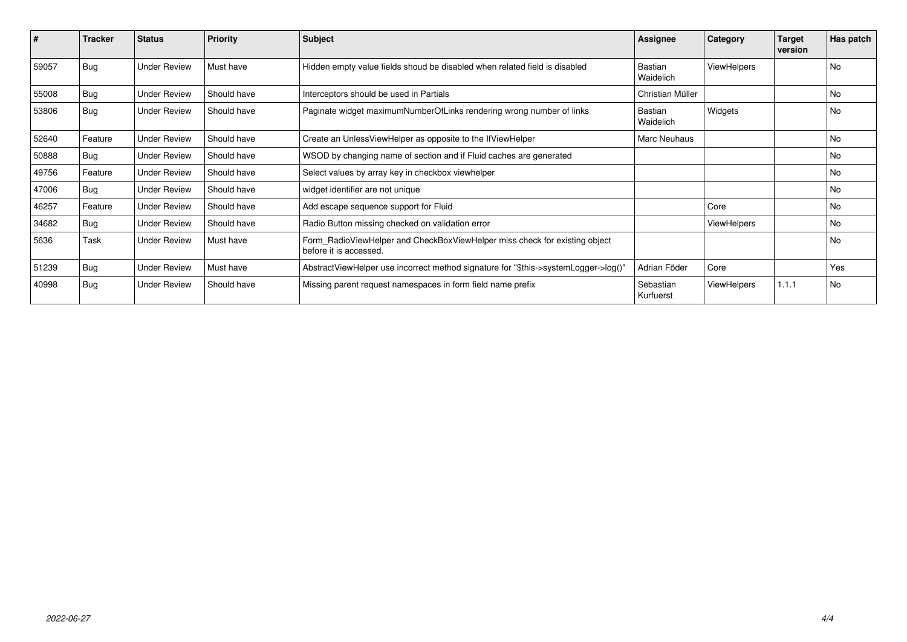| # | Tracker | Status | Priority | Subject | Assignee | Category | Target version | Has patch |
|---|---|---|---|---|---|---|---|---|
| 59057 | Bug | Under Review | Must have | Hidden empty value fields shoud be disabled when related field is disabled | Bastian Waidelich | ViewHelpers | | No |
| 55008 | Bug | Under Review | Should have | Interceptors should be used in Partials | Christian Müller | | | No |
| 53806 | Bug | Under Review | Should have | Paginate widget maximumNumberOfLinks rendering wrong number of links | Bastian Waidelich | Widgets | | No |
| 52640 | Feature | Under Review | Should have | Create an UnlessViewHelper as opposite to the IfViewHelper | Marc Neuhaus | | | No |
| 50888 | Bug | Under Review | Should have | WSOD by changing name of section and if Fluid caches are generated | | | | No |
| 49756 | Feature | Under Review | Should have | Select values by array key in checkbox viewhelper | | | | No |
| 47006 | Bug | Under Review | Should have | widget identifier are not unique | | | | No |
| 46257 | Feature | Under Review | Should have | Add escape sequence support for Fluid | | Core | | No |
| 34682 | Bug | Under Review | Should have | Radio Button missing checked on validation error | | ViewHelpers | | No |
| 5636 | Task | Under Review | Must have | Form_RadioViewHelper and CheckBoxViewHelper miss check for existing object before it is accessed. | | | | No |
| 51239 | Bug | Under Review | Must have | AbstractViewHelper use incorrect method signature for "$this->systemLogger->log()" | Adrian Föder | Core | | Yes |
| 40998 | Bug | Under Review | Should have | Missing parent request namespaces in form field name prefix | Sebastian Kurfuerst | ViewHelpers | 1.1.1 | No |

*2022-06-27*